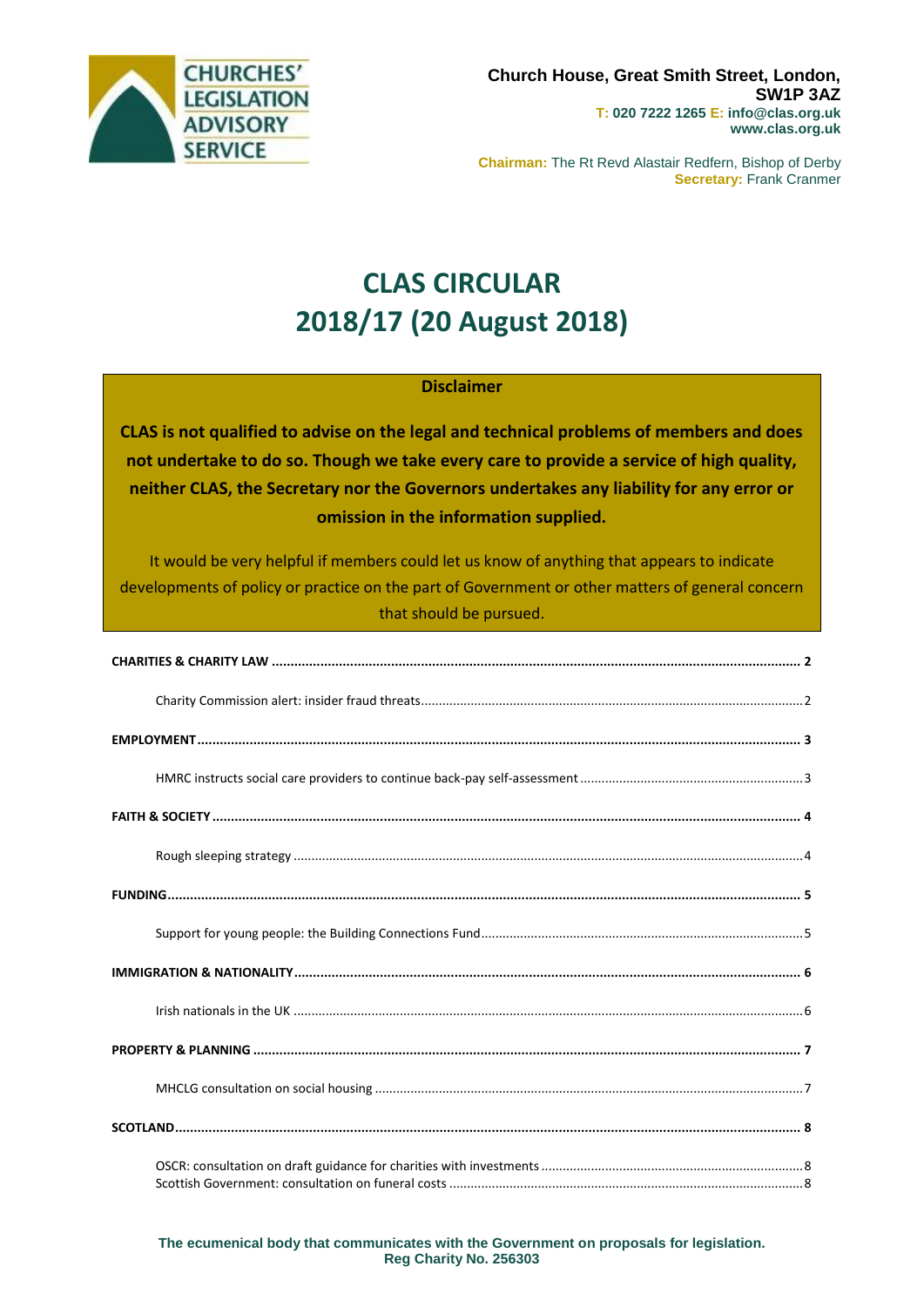CHURCHES' LEGISLATION ADVISORY SERVICE

**Church House, Great Smith Street, London, SW1P 3AZ**
**T: 020 7222 1265 E: info@clas.org.uk**
**www.clas.org.uk**

**Chairman:** The Rt Revd Alastair Redfern, Bishop of Derby
**Secretary:** Frank Cranmer

# CLAS CIRCULAR 2018/17 (20 August 2018)

**Disclaimer**

**CLAS is not qualified to advise on the legal and technical problems of members and does not undertake to do so. Though we take every care to provide a service of high quality, neither CLAS, the Secretary nor the Governors undertakes any liability for any error or omission in the information supplied.**

It would be very helpful if members could let us know of anything that appears to indicate developments of policy or practice on the part of Government or other matters of general concern that should be pursued.

**CHARITIES & CHARITY LAW** ..... 2

- Charity Commission alert: insider fraud threats ..... 2

**EMPLOYMENT** ..... 3

- HMRC instructs social care providers to continue back-pay self-assessment ..... 3

**FAITH & SOCIETY** ..... 4

- Rough sleeping strategy ..... 4

**FUNDING** ..... 5

- Support for young people: the Building Connections Fund ..... 5

**IMMIGRATION & NATIONALITY** ..... 6

- Irish nationals in the UK ..... 6

**PROPERTY & PLANNING** ..... 7

- MHCLG consultation on social housing ..... 7

**SCOTLAND** ..... 8

- OSCR: consultation on draft guidance for charities with investments ..... 8
- Scottish Government: consultation on funeral costs ..... 8

**The ecumenical body that communicates with the Government on proposals for legislation.**
**Reg Charity No. 256303**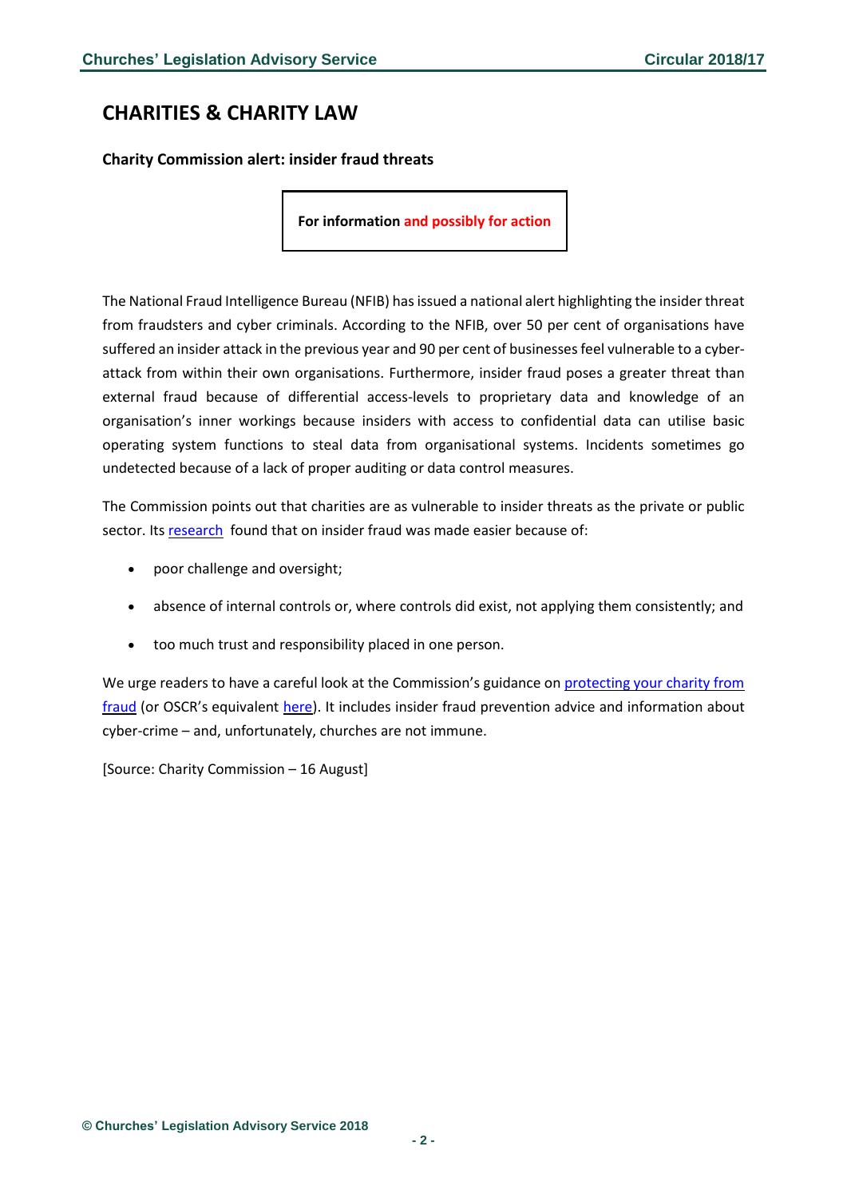# CHARITIES & CHARITY LAW

**Charity Commission alert: insider fraud threats**

**For information and possibly for action**

The National Fraud Intelligence Bureau (NFIB) has issued a national alert highlighting the insider threat from fraudsters and cyber criminals. According to the NFIB, over 50 per cent of organisations have suffered an insider attack in the previous year and 90 per cent of businesses feel vulnerable to a cyber-attack from within their own organisations. Furthermore, insider fraud poses a greater threat than external fraud because of differential access-levels to proprietary data and knowledge of an organisation's inner workings because insiders with access to confidential data can utilise basic operating system functions to steal data from organisational systems. Incidents sometimes go undetected because of a lack of proper auditing or data control measures.

The Commission points out that charities are as vulnerable to insider threats as the private or public sector. Its research found that on insider fraud was made easier because of:

- poor challenge and oversight;
- absence of internal controls or, where controls did exist, not applying them consistently; and
- too much trust and responsibility placed in one person.

We urge readers to have a careful look at the Commission's guidance on protecting your charity from fraud (or OSCR's equivalent here). It includes insider fraud prevention advice and information about cyber-crime – and, unfortunately, churches are not immune.

[Source: Charity Commission – 16 August]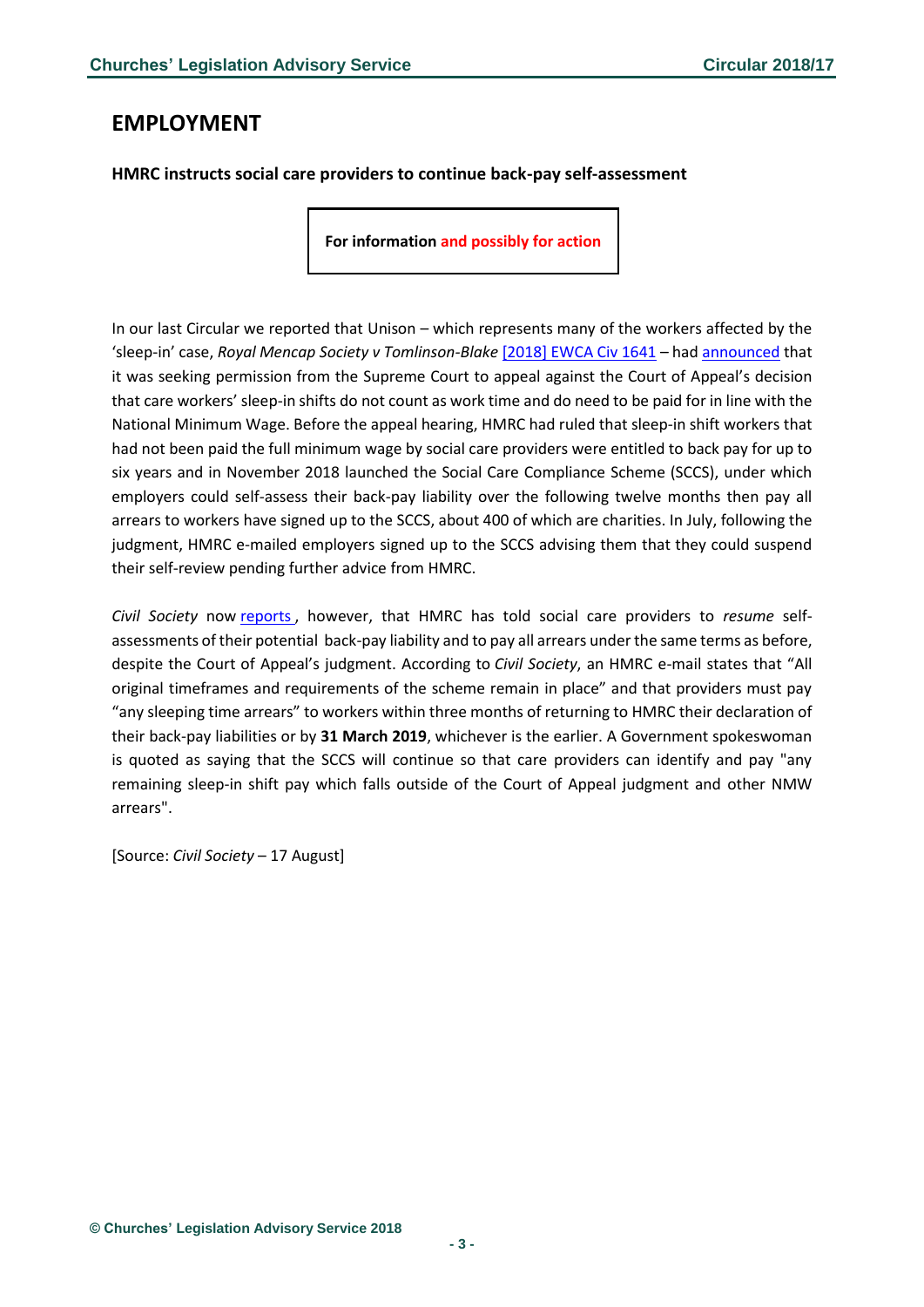# EMPLOYMENT

**HMRC instructs social care providers to continue back-pay self-assessment**

**For information and possibly for action**

In our last Circular we reported that Unison – which represents many of the workers affected by the 'sleep-in' case, *Royal Mencap Society v Tomlinson-Blake* [2018] EWCA Civ 1641 – had announced that it was seeking permission from the Supreme Court to appeal against the Court of Appeal's decision that care workers' sleep-in shifts do not count as work time and do need to be paid for in line with the National Minimum Wage. Before the appeal hearing, HMRC had ruled that sleep-in shift workers that had not been paid the full minimum wage by social care providers were entitled to back pay for up to six years and in November 2018 launched the Social Care Compliance Scheme (SCCS), under which employers could self-assess their back-pay liability over the following twelve months then pay all arrears to workers have signed up to the SCCS, about 400 of which are charities. In July, following the judgment, HMRC e-mailed employers signed up to the SCCS advising them that they could suspend their self-review pending further advice from HMRC.

*Civil Society* now reports , however, that HMRC has told social care providers to *resume* self-assessments of their potential back-pay liability and to pay all arrears under the same terms as before, despite the Court of Appeal's judgment. According to *Civil Society*, an HMRC e-mail states that "All original timeframes and requirements of the scheme remain in place" and that providers must pay "any sleeping time arrears" to workers within three months of returning to HMRC their declaration of their back-pay liabilities or by **31 March 2019**, whichever is the earlier. A Government spokeswoman is quoted as saying that the SCCS will continue so that care providers can identify and pay "any remaining sleep-in shift pay which falls outside of the Court of Appeal judgment and other NMW arrears".

[Source: *Civil Society* – 17 August]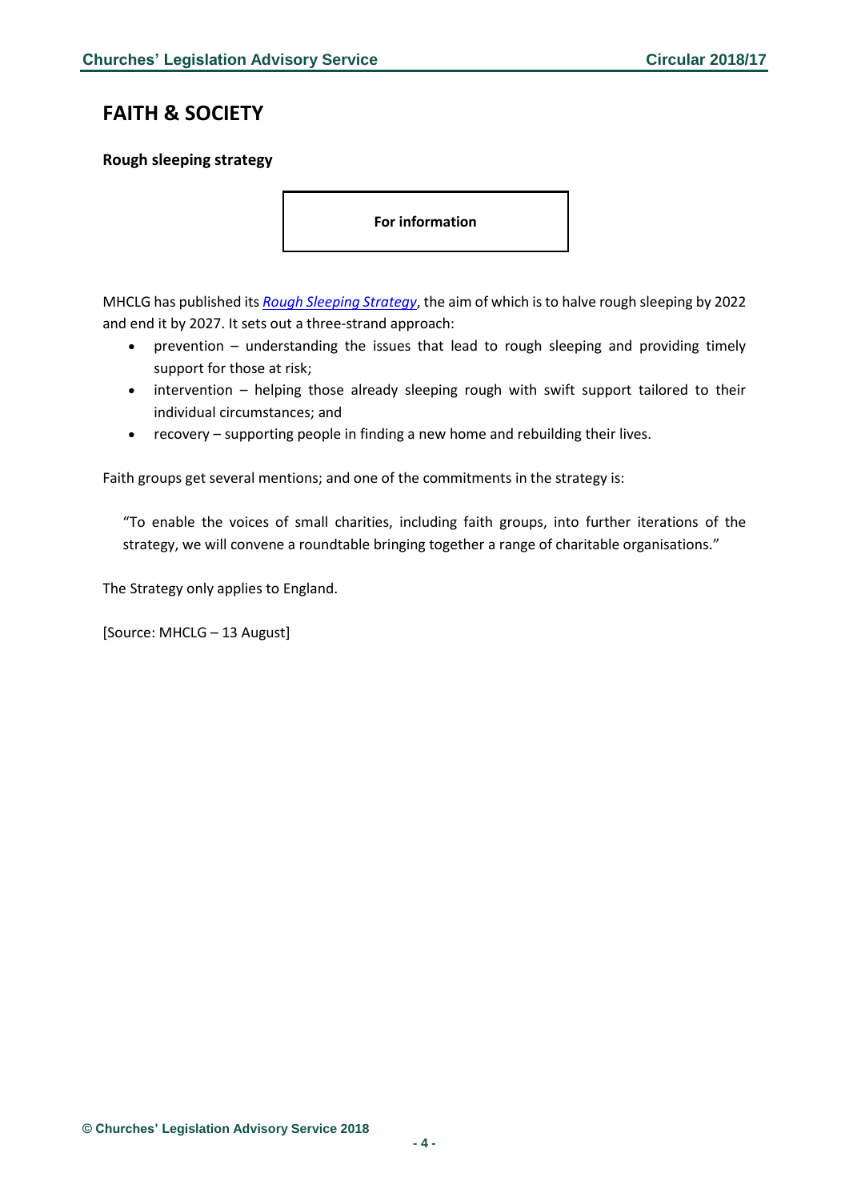## FAITH & SOCIETY

### Rough sleeping strategy

**For information**

MHCLG has published its *Rough Sleeping Strategy*, the aim of which is to halve rough sleeping by 2022 and end it by 2027. It sets out a three-strand approach:

- prevention – understanding the issues that lead to rough sleeping and providing timely support for those at risk;
- intervention – helping those already sleeping rough with swift support tailored to their individual circumstances; and
- recovery – supporting people in finding a new home and rebuilding their lives.

Faith groups get several mentions; and one of the commitments in the strategy is:

> "To enable the voices of small charities, including faith groups, into further iterations of the strategy, we will convene a roundtable bringing together a range of charitable organisations."

The Strategy only applies to England.

[Source: MHCLG – 13 August]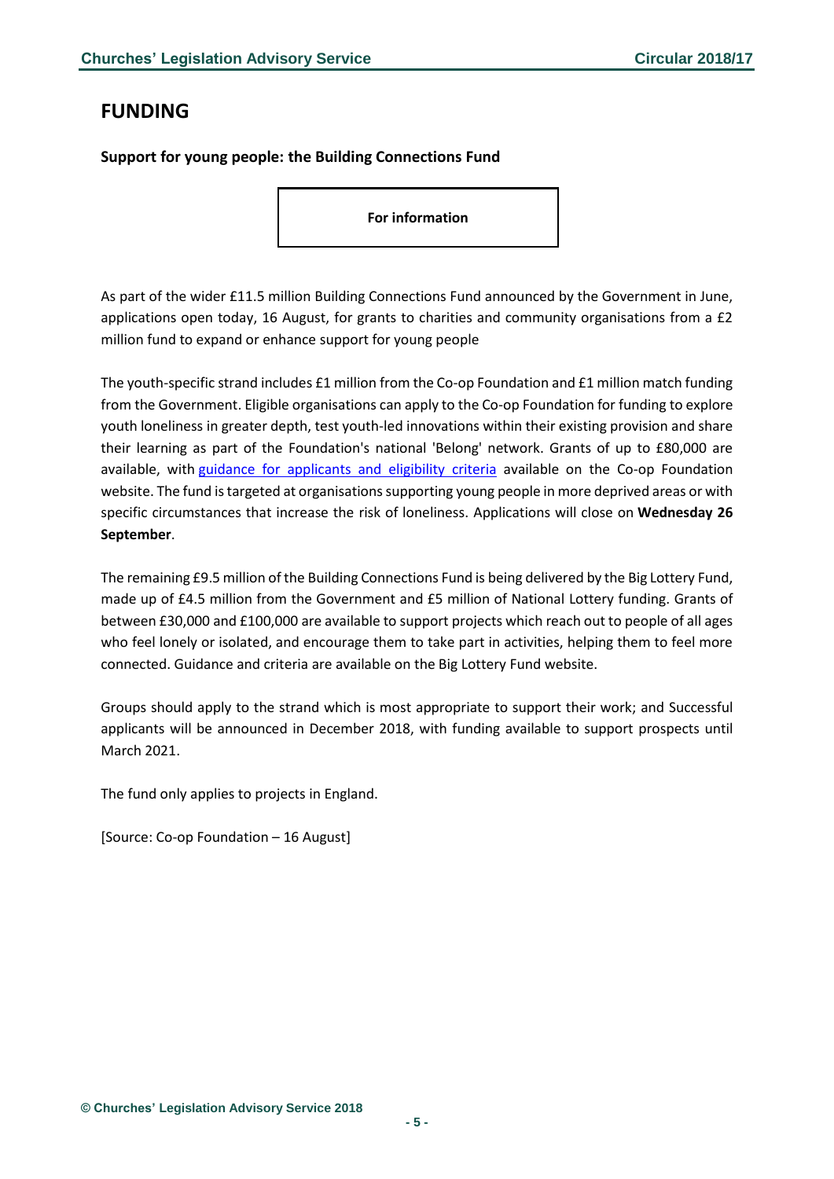# FUNDING

### Support for young people: the Building Connections Fund

**For information**

As part of the wider £11.5 million Building Connections Fund announced by the Government in June, applications open today, 16 August, for grants to charities and community organisations from a £2 million fund to expand or enhance support for young people

The youth-specific strand includes £1 million from the Co-op Foundation and £1 million match funding from the Government. Eligible organisations can apply to the Co-op Foundation for funding to explore youth loneliness in greater depth, test youth-led innovations within their existing provision and share their learning as part of the Foundation's national 'Belong' network. Grants of up to £80,000 are available, with guidance for applicants and eligibility criteria available on the Co-op Foundation website. The fund is targeted at organisations supporting young people in more deprived areas or with specific circumstances that increase the risk of loneliness. Applications will close on **Wednesday 26 September**.

The remaining £9.5 million of the Building Connections Fund is being delivered by the Big Lottery Fund, made up of £4.5 million from the Government and £5 million of National Lottery funding. Grants of between £30,000 and £100,000 are available to support projects which reach out to people of all ages who feel lonely or isolated, and encourage them to take part in activities, helping them to feel more connected. Guidance and criteria are available on the Big Lottery Fund website.

Groups should apply to the strand which is most appropriate to support their work; and Successful applicants will be announced in December 2018, with funding available to support prospects until March 2021.

The fund only applies to projects in England.

[Source: Co-op Foundation – 16 August]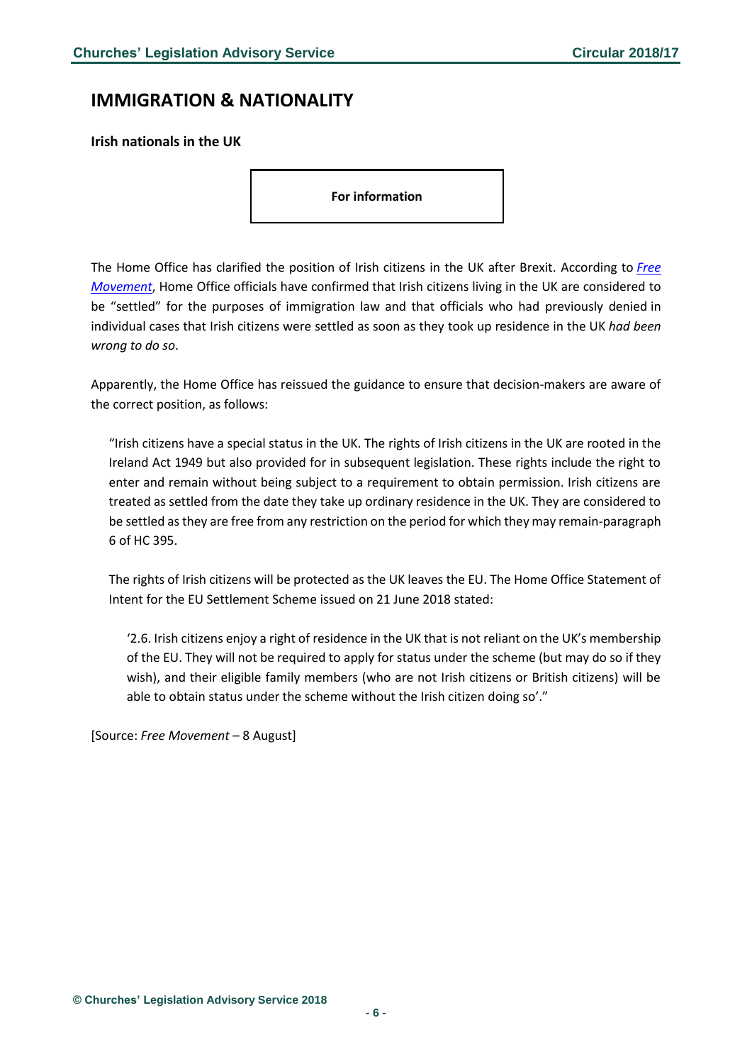## IMMIGRATION & NATIONALITY

**Irish nationals in the UK**

**For information**

The Home Office has clarified the position of Irish citizens in the UK after Brexit. According to *Free Movement*, Home Office officials have confirmed that Irish citizens living in the UK are considered to be "settled" for the purposes of immigration law and that officials who had previously denied in individual cases that Irish citizens were settled as soon as they took up residence in the UK *had been wrong to do so*.

Apparently, the Home Office has reissued the guidance to ensure that decision-makers are aware of the correct position, as follows:

> "Irish citizens have a special status in the UK. The rights of Irish citizens in the UK are rooted in the Ireland Act 1949 but also provided for in subsequent legislation. These rights include the right to enter and remain without being subject to a requirement to obtain permission. Irish citizens are treated as settled from the date they take up ordinary residence in the UK. They are considered to be settled as they are free from any restriction on the period for which they may remain-paragraph 6 of HC 395.
>
> The rights of Irish citizens will be protected as the UK leaves the EU. The Home Office Statement of Intent for the EU Settlement Scheme issued on 21 June 2018 stated:
>
> > '2.6. Irish citizens enjoy a right of residence in the UK that is not reliant on the UK's membership of the EU. They will not be required to apply for status under the scheme (but may do so if they wish), and their eligible family members (who are not Irish citizens or British citizens) will be able to obtain status under the scheme without the Irish citizen doing so'."

[Source: *Free Movement* – 8 August]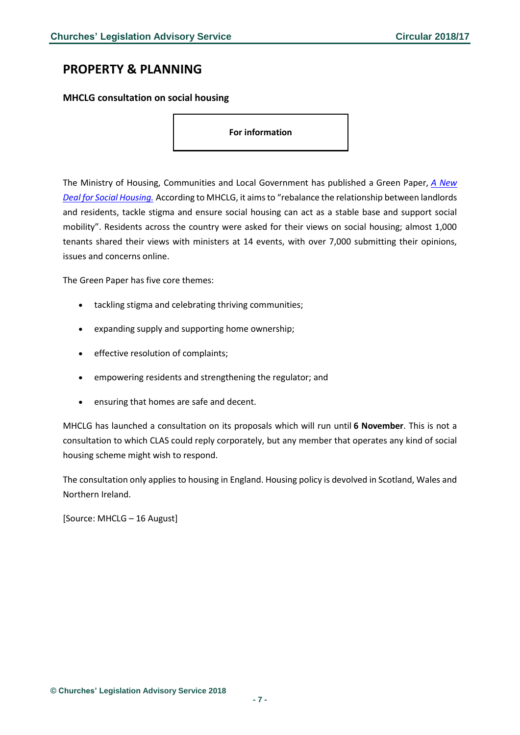# PROPERTY & PLANNING

### MHCLG consultation on social housing

**For information**

The Ministry of Housing, Communities and Local Government has published a Green Paper, *A New Deal for Social Housing.* According to MHCLG, it aims to "rebalance the relationship between landlords and residents, tackle stigma and ensure social housing can act as a stable base and support social mobility". Residents across the country were asked for their views on social housing; almost 1,000 tenants shared their views with ministers at 14 events, with over 7,000 submitting their opinions, issues and concerns online.

The Green Paper has five core themes:

- tackling stigma and celebrating thriving communities;
- expanding supply and supporting home ownership;
- effective resolution of complaints;
- empowering residents and strengthening the regulator; and
- ensuring that homes are safe and decent.

MHCLG has launched a consultation on its proposals which will run until **6 November**. This is not a consultation to which CLAS could reply corporately, but any member that operates any kind of social housing scheme might wish to respond.

The consultation only applies to housing in England. Housing policy is devolved in Scotland, Wales and Northern Ireland.

[Source: MHCLG – 16 August]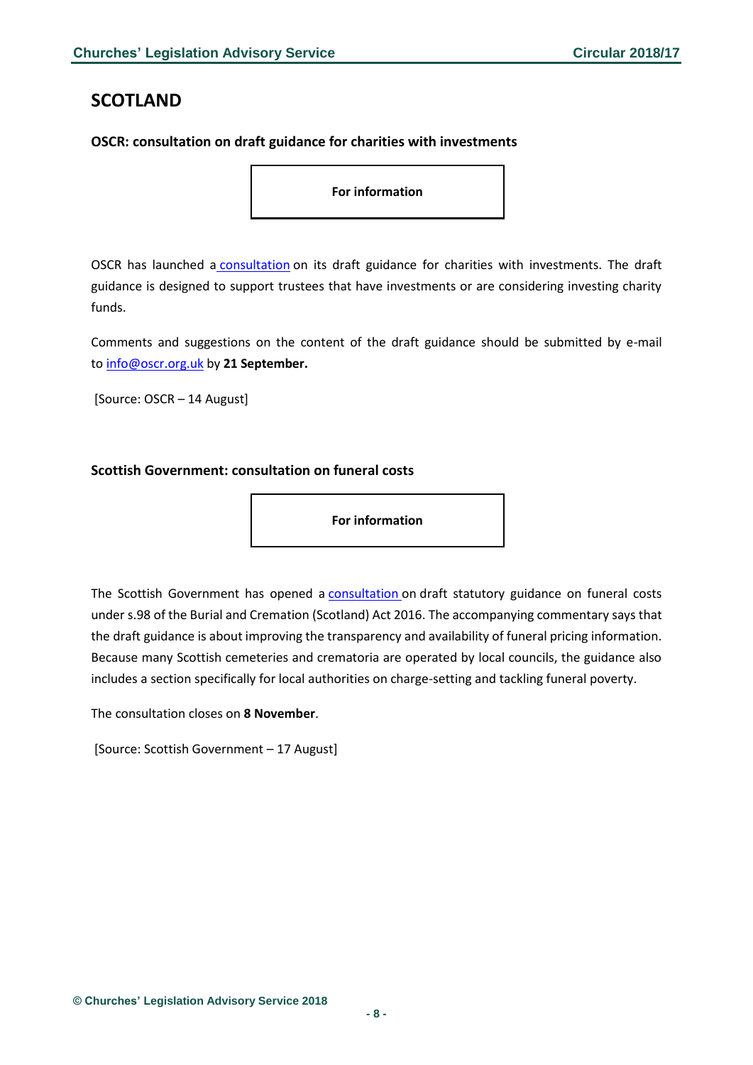# SCOTLAND

**OSCR: consultation on draft guidance for charities with investments**

**For information**

OSCR has launched a consultation on its draft guidance for charities with investments. The draft guidance is designed to support trustees that have investments or are considering investing charity funds.

Comments and suggestions on the content of the draft guidance should be submitted by e-mail to info@oscr.org.uk by **21 September.**

[Source: OSCR – 14 August]

**Scottish Government: consultation on funeral costs**

**For information**

The Scottish Government has opened a consultation on draft statutory guidance on funeral costs under s.98 of the Burial and Cremation (Scotland) Act 2016. The accompanying commentary says that the draft guidance is about improving the transparency and availability of funeral pricing information. Because many Scottish cemeteries and crematoria are operated by local councils, the guidance also includes a section specifically for local authorities on charge-setting and tackling funeral poverty.

The consultation closes on **8 November**.

[Source: Scottish Government – 17 August]